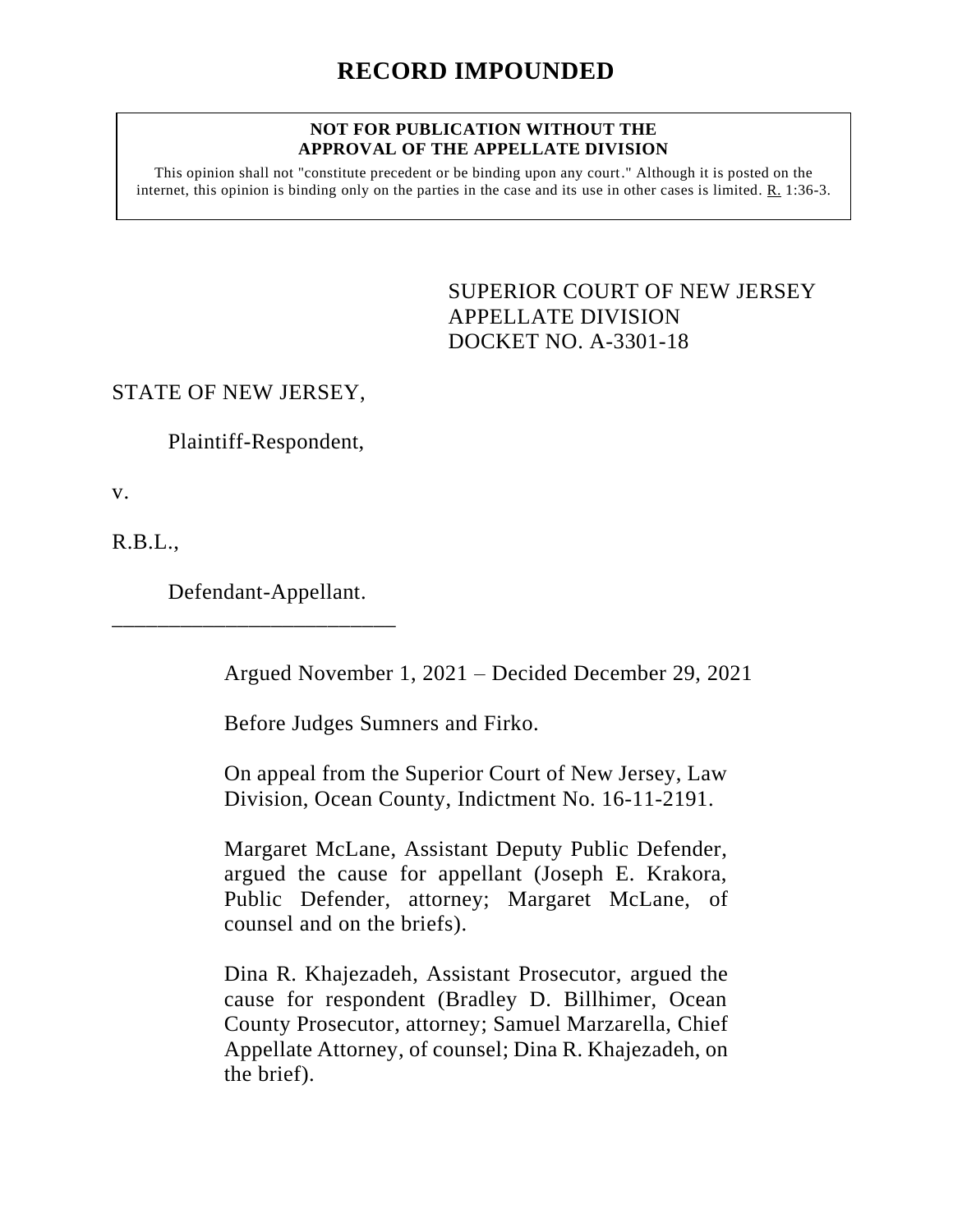# RECORD IMPOUNDED

**NOT FOR PUBLICATION WITHOUT THE APPROVAL OF THE APPELLATE DIVISION**

This opinion shall not "constitute precedent or be binding upon any court." Although it is posted on the internet, this opinion is binding only on the parties in the case and its use in other cases is limited. R. 1:36-3.

SUPERIOR COURT OF NEW JERSEY
APPELLATE DIVISION
DOCKET NO. A-3301-18

STATE OF NEW JERSEY,

Plaintiff-Respondent,

v.

R.B.L.,

Defendant-Appellant.

_________________________

Argued November 1, 2021 – Decided December 29, 2021

Before Judges Sumners and Firko.

On appeal from the Superior Court of New Jersey, Law Division, Ocean County, Indictment No. 16-11-2191.

Margaret McLane, Assistant Deputy Public Defender, argued the cause for appellant (Joseph E. Krakora, Public Defender, attorney; Margaret McLane, of counsel and on the briefs).

Dina R. Khajezadeh, Assistant Prosecutor, argued the cause for respondent (Bradley D. Billhimer, Ocean County Prosecutor, attorney; Samuel Marzarella, Chief Appellate Attorney, of counsel; Dina R. Khajezadeh, on the brief).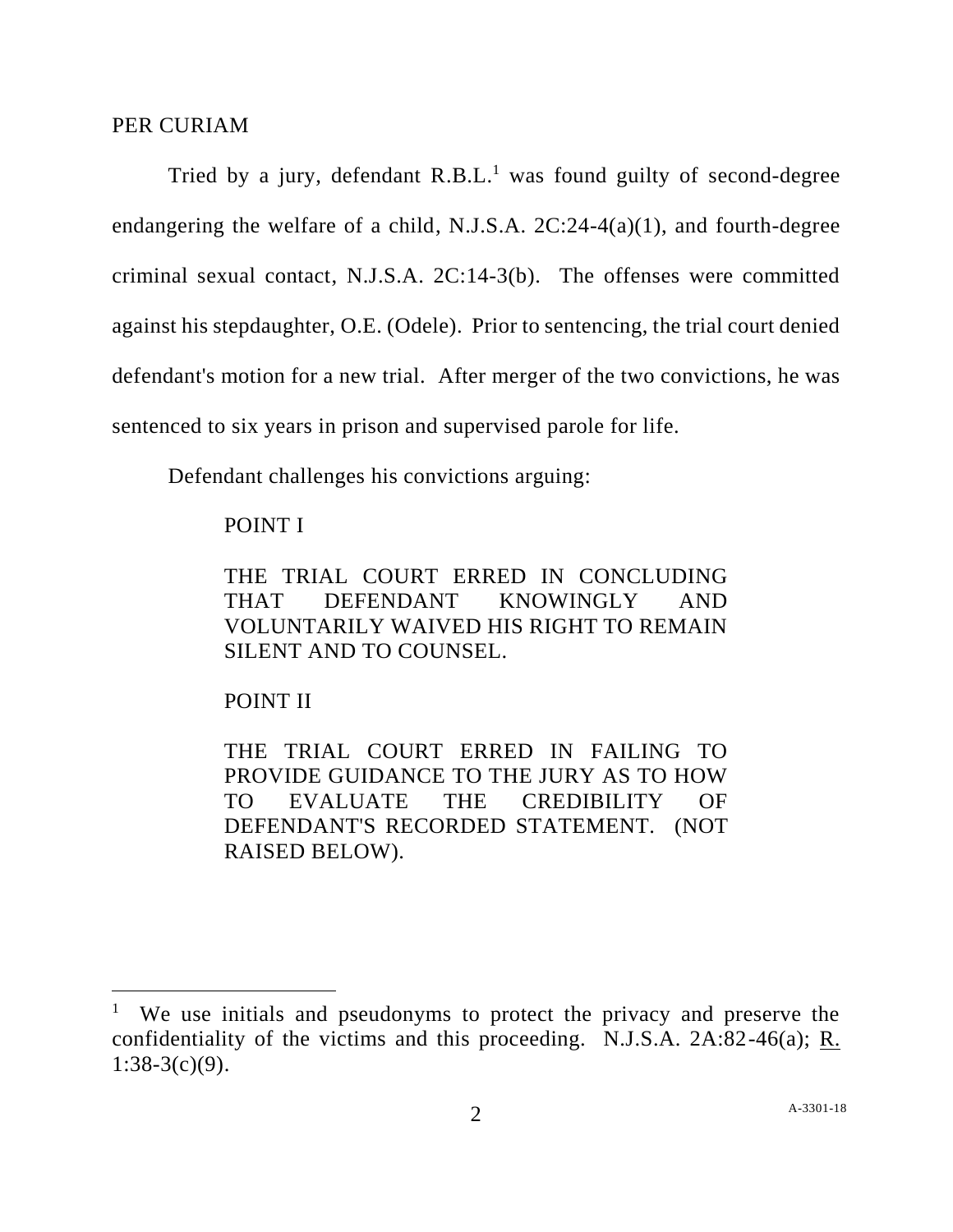PER CURIAM

Tried by a jury, defendant R.B.L.[1] was found guilty of second-degree endangering the welfare of a child, N.J.S.A. 2C:24-4(a)(1), and fourth-degree criminal sexual contact, N.J.S.A. 2C:14-3(b). The offenses were committed against his stepdaughter, O.E. (Odele). Prior to sentencing, the trial court denied defendant's motion for a new trial. After merger of the two convictions, he was sentenced to six years in prison and supervised parole for life.

Defendant challenges his convictions arguing:

> POINT I
>
> THE TRIAL COURT ERRED IN CONCLUDING THAT DEFENDANT KNOWINGLY AND VOLUNTARILY WAIVED HIS RIGHT TO REMAIN SILENT AND TO COUNSEL.
>
> POINT II
>
> THE TRIAL COURT ERRED IN FAILING TO PROVIDE GUIDANCE TO THE JURY AS TO HOW TO EVALUATE THE CREDIBILITY OF DEFENDANT'S RECORDED STATEMENT. (NOT RAISED BELOW).

---

[1] We use initials and pseudonyms to protect the privacy and preserve the confidentiality of the victims and this proceeding. N.J.S.A. 2A:82-46(a); R. 1:38-3(c)(9).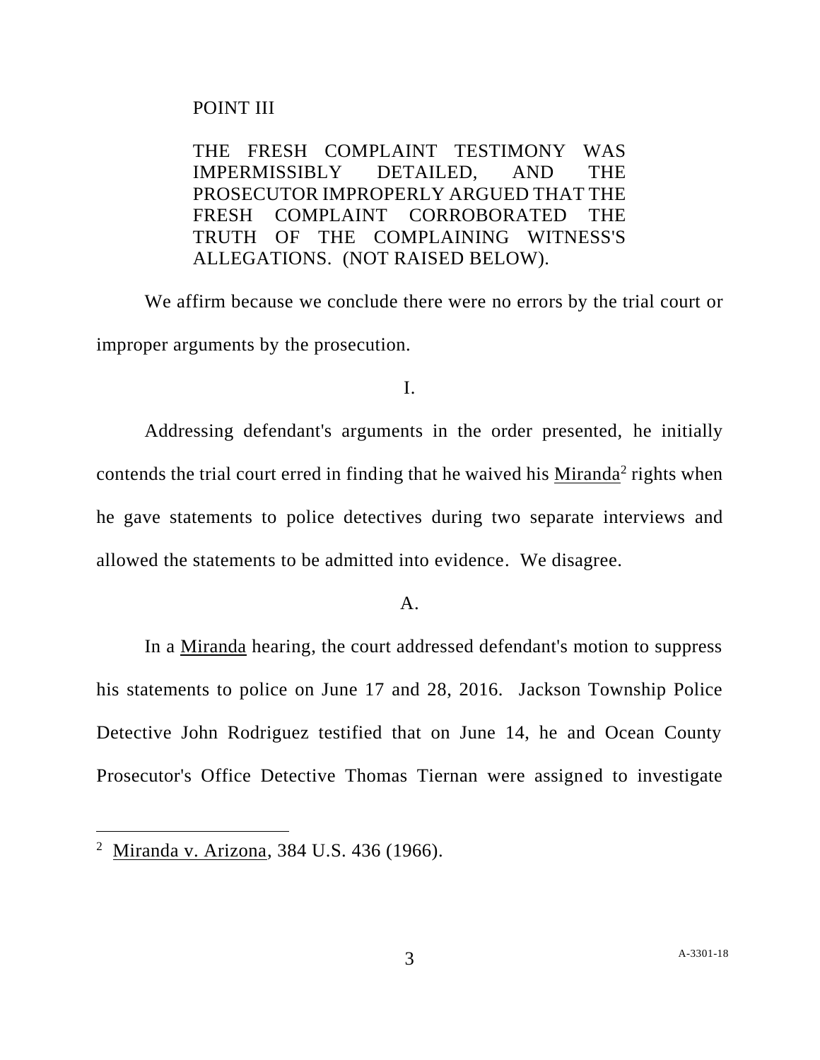POINT III

THE FRESH COMPLAINT TESTIMONY WAS IMPERMISSIBLY DETAILED, AND THE PROSECUTOR IMPROPERLY ARGUED THAT THE FRESH COMPLAINT CORROBORATED THE TRUTH OF THE COMPLAINING WITNESS'S ALLEGATIONS. (NOT RAISED BELOW).

We affirm because we conclude there were no errors by the trial court or improper arguments by the prosecution.

I.

Addressing defendant's arguments in the order presented, he initially contends the trial court erred in finding that he waived his Miranda[2] rights when he gave statements to police detectives during two separate interviews and allowed the statements to be admitted into evidence. We disagree.

A.

In a Miranda hearing, the court addressed defendant's motion to suppress his statements to police on June 17 and 28, 2016. Jackson Township Police Detective John Rodriguez testified that on June 14, he and Ocean County Prosecutor's Office Detective Thomas Tiernan were assigned to investigate

---

[2] Miranda v. Arizona, 384 U.S. 436 (1966).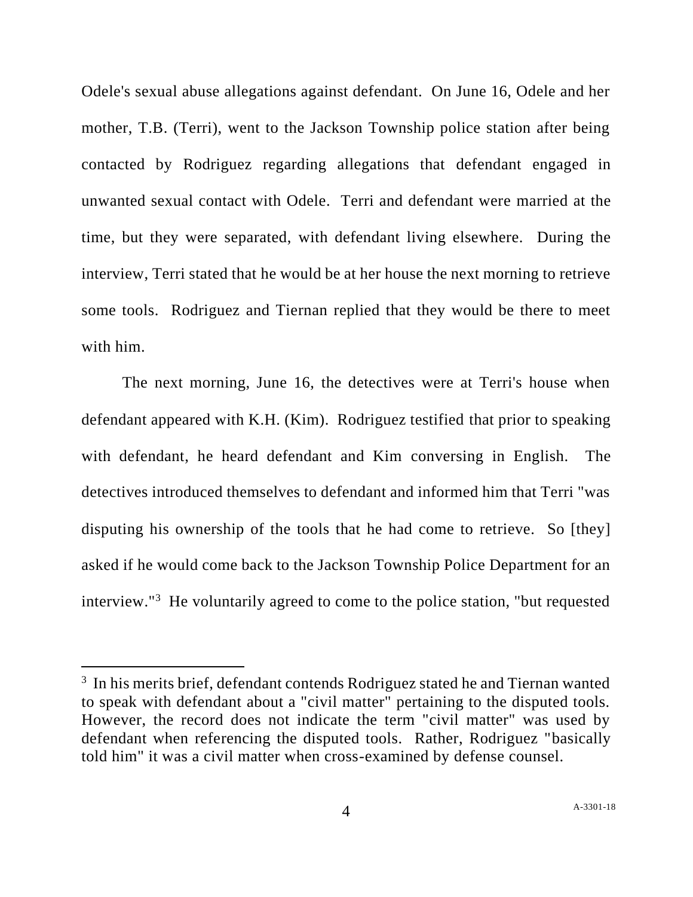Odele's sexual abuse allegations against defendant. On June 16, Odele and her mother, T.B. (Terri), went to the Jackson Township police station after being contacted by Rodriguez regarding allegations that defendant engaged in unwanted sexual contact with Odele. Terri and defendant were married at the time, but they were separated, with defendant living elsewhere. During the interview, Terri stated that he would be at her house the next morning to retrieve some tools. Rodriguez and Tiernan replied that they would be there to meet with him.

The next morning, June 16, the detectives were at Terri's house when defendant appeared with K.H. (Kim). Rodriguez testified that prior to speaking with defendant, he heard defendant and Kim conversing in English. The detectives introduced themselves to defendant and informed him that Terri "was disputing his ownership of the tools that he had come to retrieve. So [they] asked if he would come back to the Jackson Township Police Department for an interview."[3] He voluntarily agreed to come to the police station, "but requested

---

[3] In his merits brief, defendant contends Rodriguez stated he and Tiernan wanted to speak with defendant about a "civil matter" pertaining to the disputed tools. However, the record does not indicate the term "civil matter" was used by defendant when referencing the disputed tools. Rather, Rodriguez "basically told him" it was a civil matter when cross-examined by defense counsel.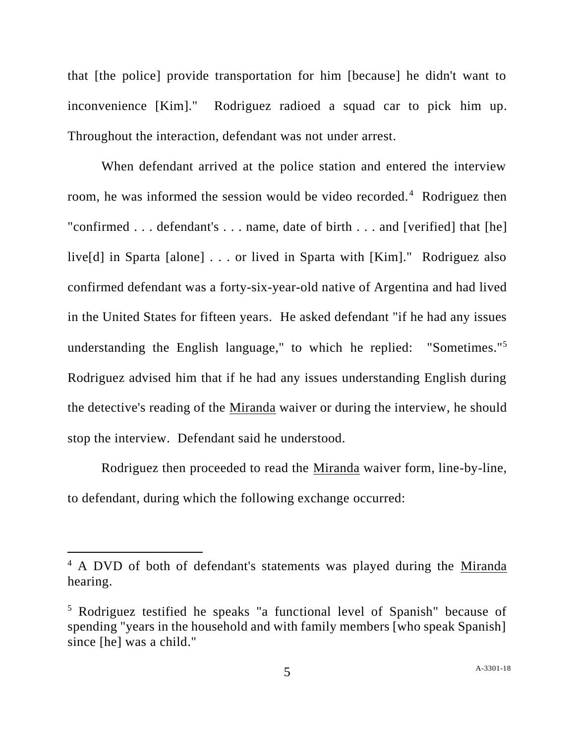that [the police] provide transportation for him [because] he didn't want to inconvenience [Kim]." Rodriguez radioed a squad car to pick him up. Throughout the interaction, defendant was not under arrest.

When defendant arrived at the police station and entered the interview room, he was informed the session would be video recorded.[4] Rodriguez then "confirmed . . . defendant's . . . name, date of birth . . . and [verified] that [he] live[d] in Sparta [alone] . . . or lived in Sparta with [Kim]." Rodriguez also confirmed defendant was a forty-six-year-old native of Argentina and had lived in the United States for fifteen years. He asked defendant "if he had any issues understanding the English language," to which he replied: "Sometimes."[5] Rodriguez advised him that if he had any issues understanding English during the detective's reading of the Miranda waiver or during the interview, he should stop the interview. Defendant said he understood.

Rodriguez then proceeded to read the Miranda waiver form, line-by-line, to defendant, during which the following exchange occurred:

---

[4] A DVD of both of defendant's statements was played during the Miranda hearing.

[5] Rodriguez testified he speaks "a functional level of Spanish" because of spending "years in the household and with family members [who speak Spanish] since [he] was a child."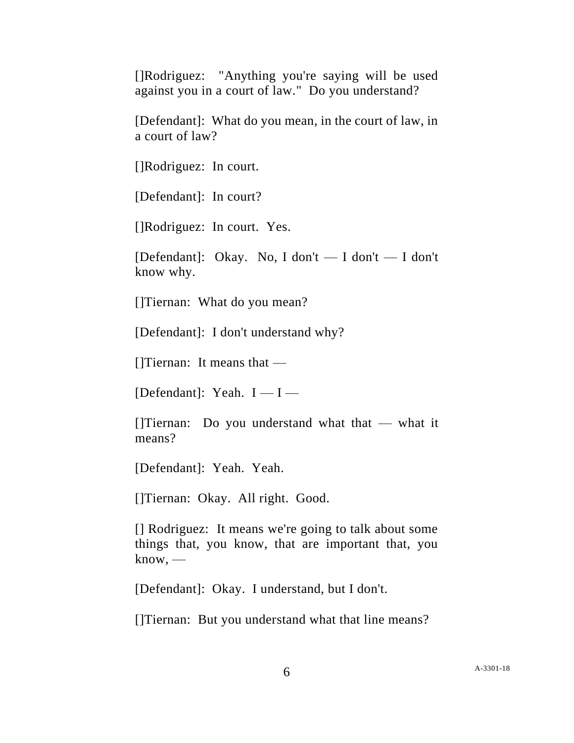[]Rodriguez: "Anything you're saying will be used against you in a court of law." Do you understand?

[Defendant]: What do you mean, in the court of law, in a court of law?

[]Rodriguez: In court.

[Defendant]: In court?

[]Rodriguez: In court. Yes.

[Defendant]: Okay. No, I don't — I don't — I don't know why.

[]Tiernan: What do you mean?

[Defendant]: I don't understand why?

[]Tiernan: It means that —

[Defendant]: Yeah. I — I —

[]Tiernan: Do you understand what that — what it means?

[Defendant]: Yeah. Yeah.

[]Tiernan: Okay. All right. Good.

[] Rodriguez: It means we're going to talk about some things that, you know, that are important that, you know, —

[Defendant]: Okay. I understand, but I don't.

[]Tiernan: But you understand what that line means?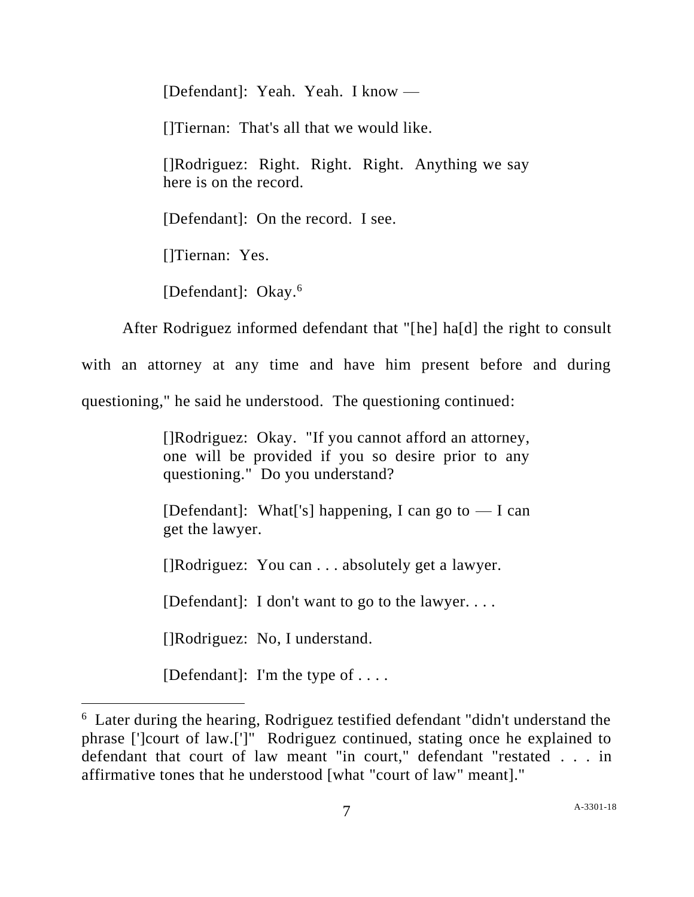> [Defendant]: Yeah. Yeah. I know —
>
> []Tiernan: That's all that we would like.
>
> []Rodriguez: Right. Right. Right. Anything we say here is on the record.
>
> [Defendant]: On the record. I see.
>
> []Tiernan: Yes.
>
> [Defendant]: Okay.[6]

After Rodriguez informed defendant that "[he] ha[d] the right to consult with an attorney at any time and have him present before and during questioning," he said he understood. The questioning continued:

> []Rodriguez: Okay. "If you cannot afford an attorney, one will be provided if you so desire prior to any questioning." Do you understand?
>
> [Defendant]: What['s] happening, I can go to — I can get the lawyer.
>
> []Rodriguez: You can . . . absolutely get a lawyer.
>
> [Defendant]: I don't want to go to the lawyer. . . .
>
> []Rodriguez: No, I understand.
>
> [Defendant]: I'm the type of . . . .

---

[6] Later during the hearing, Rodriguez testified defendant "didn't understand the phrase [']court of law.[']" Rodriguez continued, stating once he explained to defendant that court of law meant "in court," defendant "restated . . . in affirmative tones that he understood [what "court of law" meant]."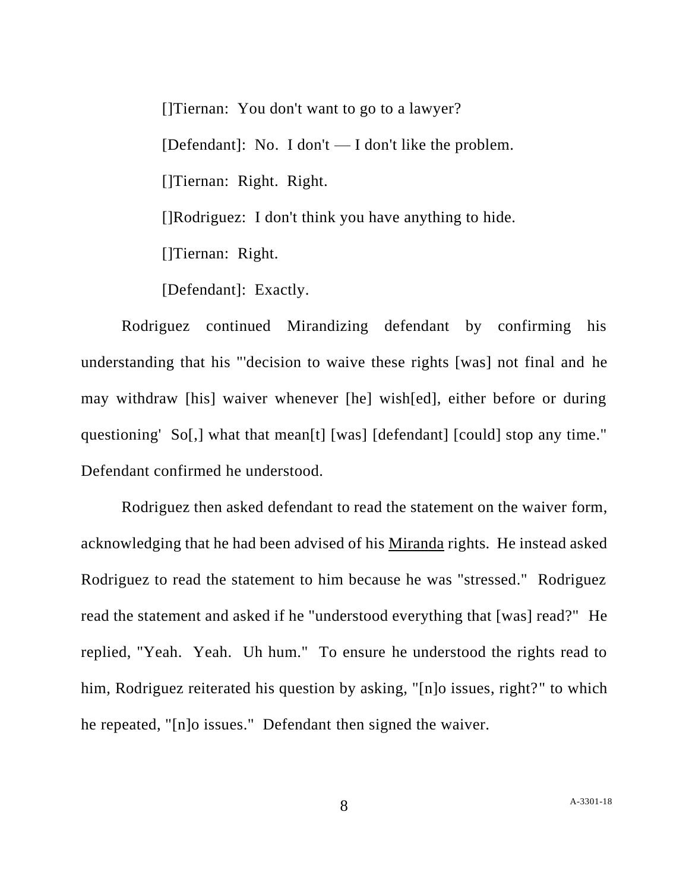[]Tiernan: You don't want to go to a lawyer?

[Defendant]: No. I don't — I don't like the problem.

[]Tiernan: Right. Right.

[]Rodriguez: I don't think you have anything to hide.

[]Tiernan: Right.

[Defendant]: Exactly.

Rodriguez continued Mirandizing defendant by confirming his understanding that his "'decision to waive these rights [was] not final and he may withdraw [his] waiver whenever [he] wish[ed], either before or during questioning' So[,] what that mean[t] [was] [defendant] [could] stop any time." Defendant confirmed he understood.

Rodriguez then asked defendant to read the statement on the waiver form, acknowledging that he had been advised of his Miranda rights. He instead asked Rodriguez to read the statement to him because he was "stressed." Rodriguez read the statement and asked if he "understood everything that [was] read?" He replied, "Yeah. Yeah. Uh hum." To ensure he understood the rights read to him, Rodriguez reiterated his question by asking, "[n]o issues, right?" to which he repeated, "[n]o issues." Defendant then signed the waiver.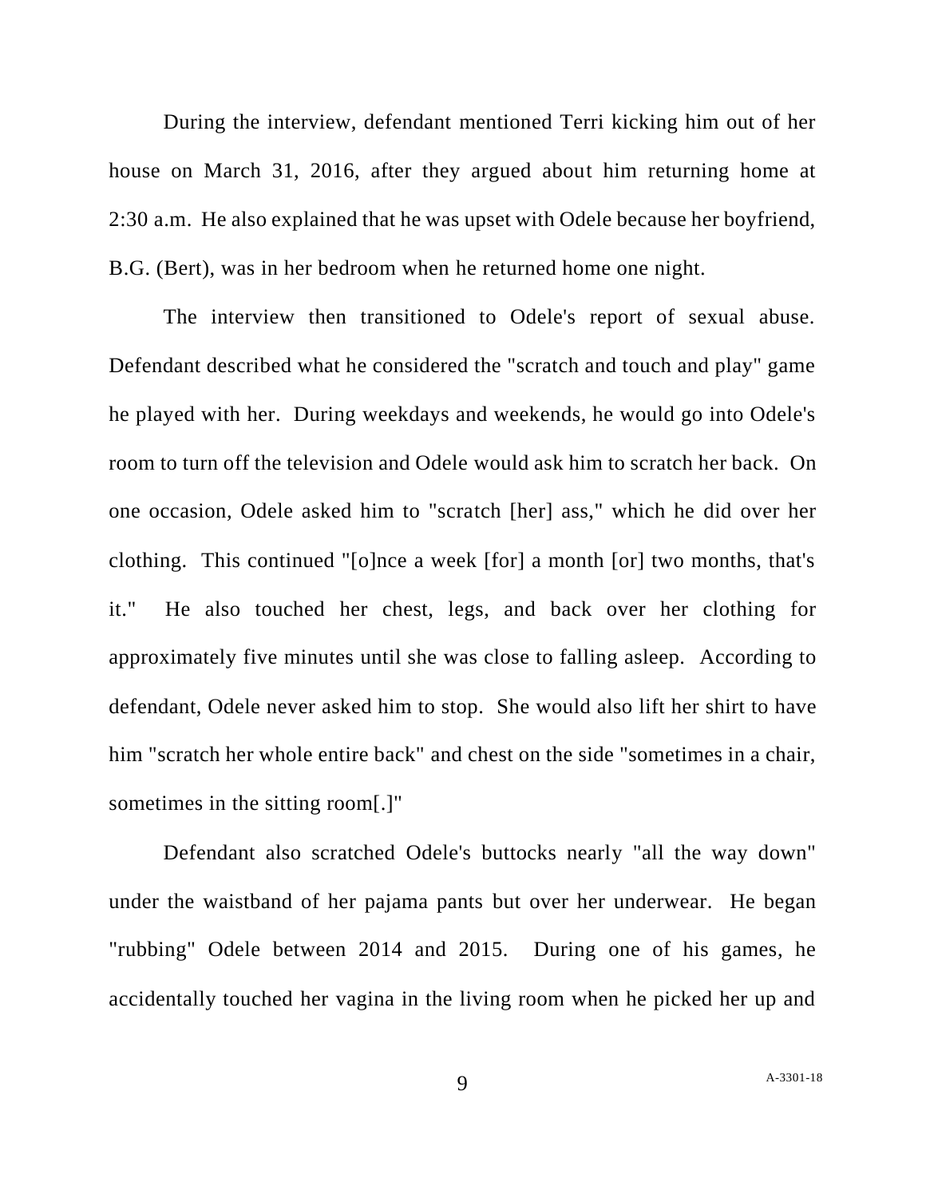During the interview, defendant mentioned Terri kicking him out of her house on March 31, 2016, after they argued about him returning home at 2:30 a.m. He also explained that he was upset with Odele because her boyfriend, B.G. (Bert), was in her bedroom when he returned home one night.

The interview then transitioned to Odele's report of sexual abuse. Defendant described what he considered the "scratch and touch and play" game he played with her. During weekdays and weekends, he would go into Odele's room to turn off the television and Odele would ask him to scratch her back. On one occasion, Odele asked him to "scratch [her] ass," which he did over her clothing. This continued "[o]nce a week [for] a month [or] two months, that's it." He also touched her chest, legs, and back over her clothing for approximately five minutes until she was close to falling asleep. According to defendant, Odele never asked him to stop. She would also lift her shirt to have him "scratch her whole entire back" and chest on the side "sometimes in a chair, sometimes in the sitting room[.]"

Defendant also scratched Odele's buttocks nearly "all the way down" under the waistband of her pajama pants but over her underwear. He began "rubbing" Odele between 2014 and 2015. During one of his games, he accidentally touched her vagina in the living room when he picked her up and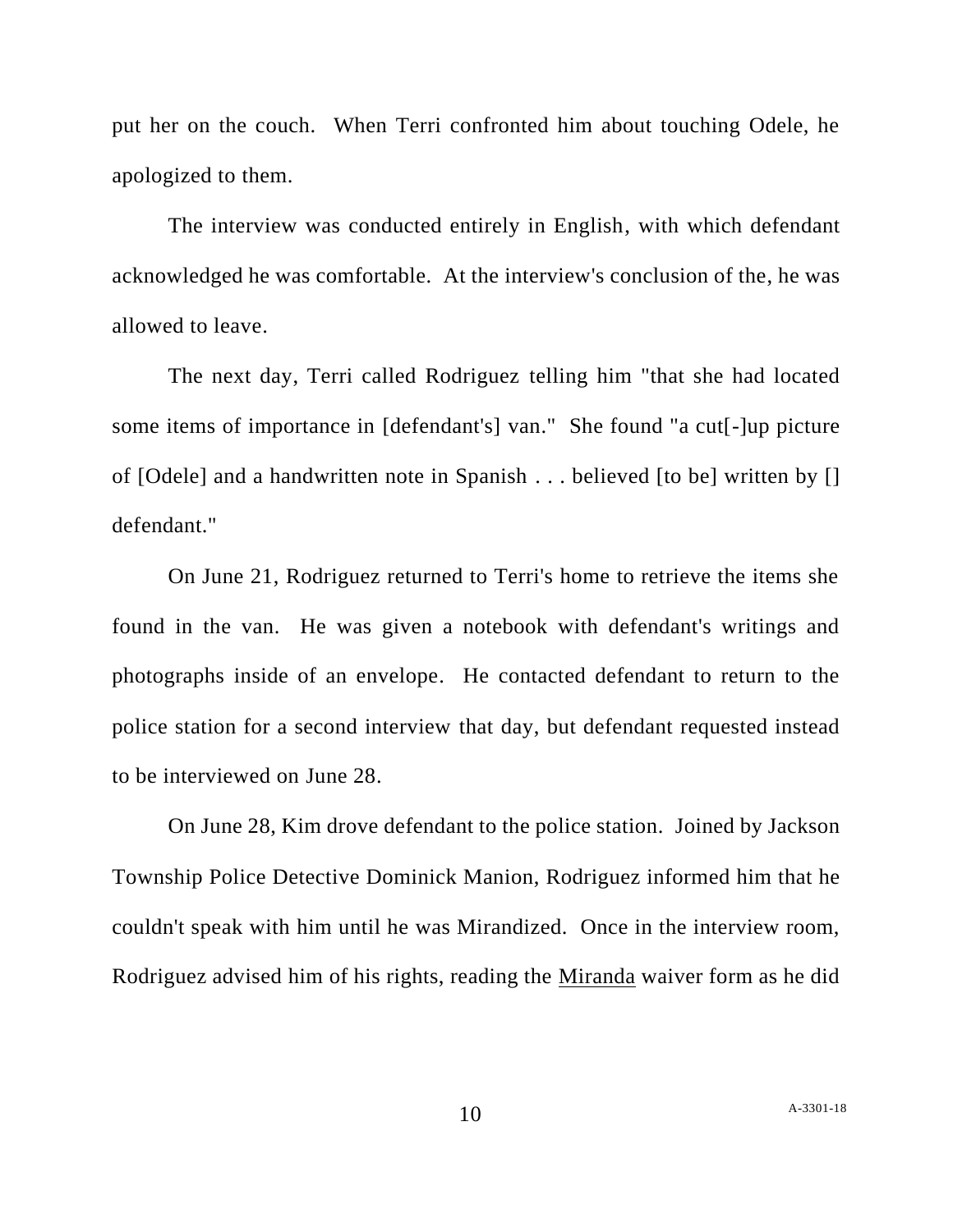put her on the couch. When Terri confronted him about touching Odele, he apologized to them.

The interview was conducted entirely in English, with which defendant acknowledged he was comfortable. At the interview's conclusion of the, he was allowed to leave.

The next day, Terri called Rodriguez telling him "that she had located some items of importance in [defendant's] van." She found "a cut[-]up picture of [Odele] and a handwritten note in Spanish . . . believed [to be] written by [] defendant."

On June 21, Rodriguez returned to Terri's home to retrieve the items she found in the van. He was given a notebook with defendant's writings and photographs inside of an envelope. He contacted defendant to return to the police station for a second interview that day, but defendant requested instead to be interviewed on June 28.

On June 28, Kim drove defendant to the police station. Joined by Jackson Township Police Detective Dominick Manion, Rodriguez informed him that he couldn't speak with him until he was Mirandized. Once in the interview room, Rodriguez advised him of his rights, reading the <u>Miranda</u> waiver form as he did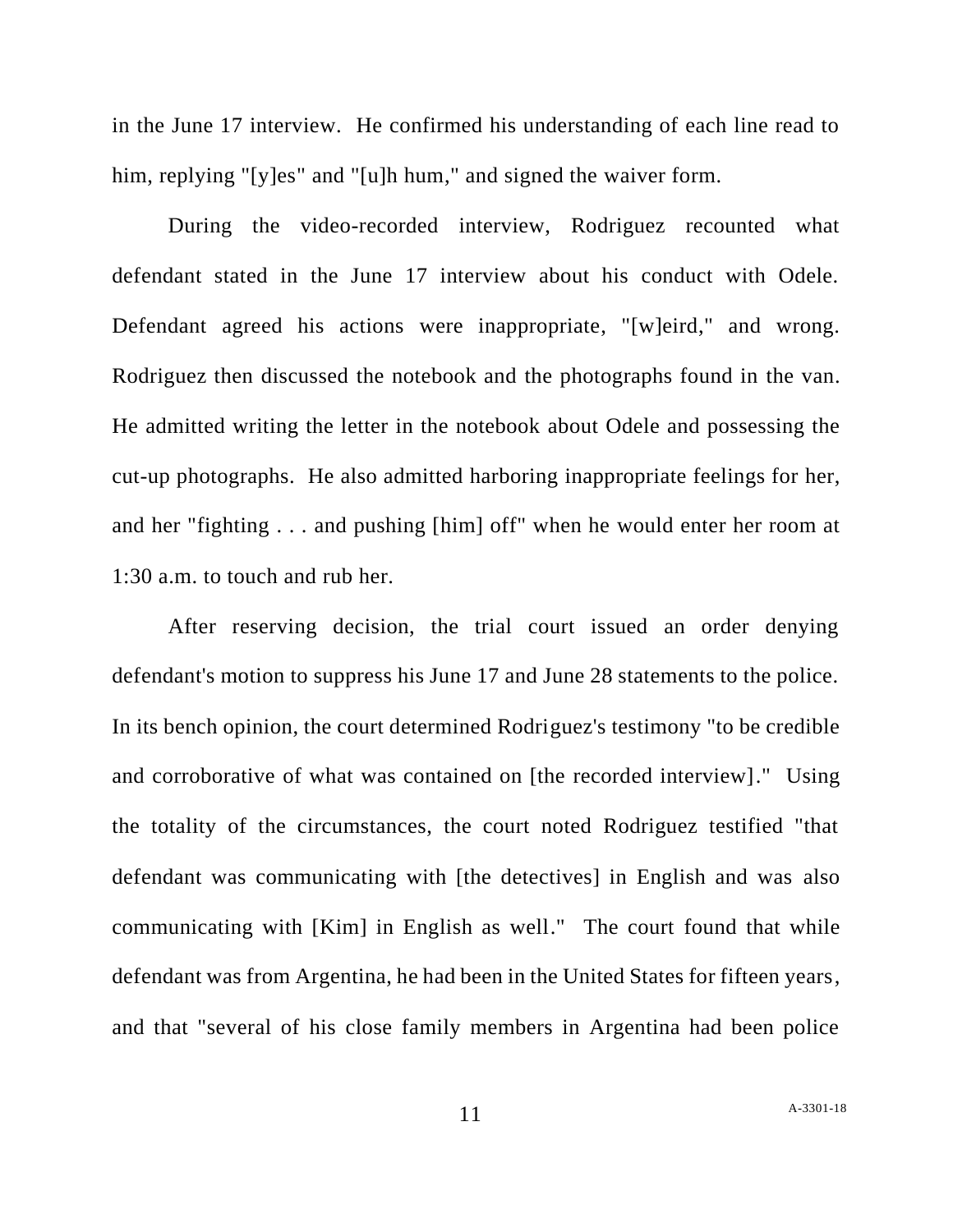in the June 17 interview. He confirmed his understanding of each line read to him, replying "[y]es" and "[u]h hum," and signed the waiver form.

During the video-recorded interview, Rodriguez recounted what defendant stated in the June 17 interview about his conduct with Odele. Defendant agreed his actions were inappropriate, "[w]eird," and wrong. Rodriguez then discussed the notebook and the photographs found in the van. He admitted writing the letter in the notebook about Odele and possessing the cut-up photographs. He also admitted harboring inappropriate feelings for her, and her "fighting . . . and pushing [him] off" when he would enter her room at 1:30 a.m. to touch and rub her.

After reserving decision, the trial court issued an order denying defendant's motion to suppress his June 17 and June 28 statements to the police. In its bench opinion, the court determined Rodriguez's testimony "to be credible and corroborative of what was contained on [the recorded interview]." Using the totality of the circumstances, the court noted Rodriguez testified "that defendant was communicating with [the detectives] in English and was also communicating with [Kim] in English as well." The court found that while defendant was from Argentina, he had been in the United States for fifteen years, and that "several of his close family members in Argentina had been police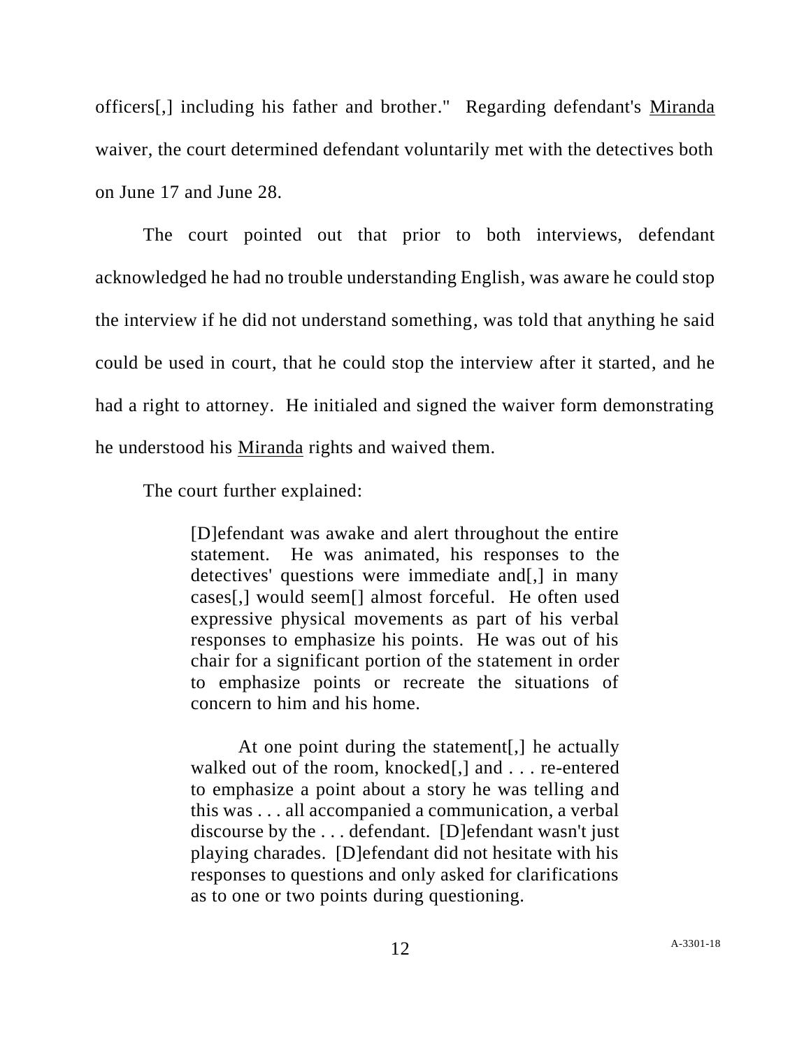officers[,] including his father and brother." Regarding defendant's Miranda waiver, the court determined defendant voluntarily met with the detectives both on June 17 and June 28.

The court pointed out that prior to both interviews, defendant acknowledged he had no trouble understanding English, was aware he could stop the interview if he did not understand something, was told that anything he said could be used in court, that he could stop the interview after it started, and he had a right to attorney. He initialed and signed the waiver form demonstrating he understood his Miranda rights and waived them.

The court further explained:

> [D]efendant was awake and alert throughout the entire statement. He was animated, his responses to the detectives' questions were immediate and[,] in many cases[,] would seem[] almost forceful. He often used expressive physical movements as part of his verbal responses to emphasize his points. He was out of his chair for a significant portion of the statement in order to emphasize points or recreate the situations of concern to him and his home.
>
> At one point during the statement[,] he actually walked out of the room, knocked[,] and . . . re-entered to emphasize a point about a story he was telling and this was . . . all accompanied a communication, a verbal discourse by the . . . defendant. [D]efendant wasn't just playing charades. [D]efendant did not hesitate with his responses to questions and only asked for clarifications as to one or two points during questioning.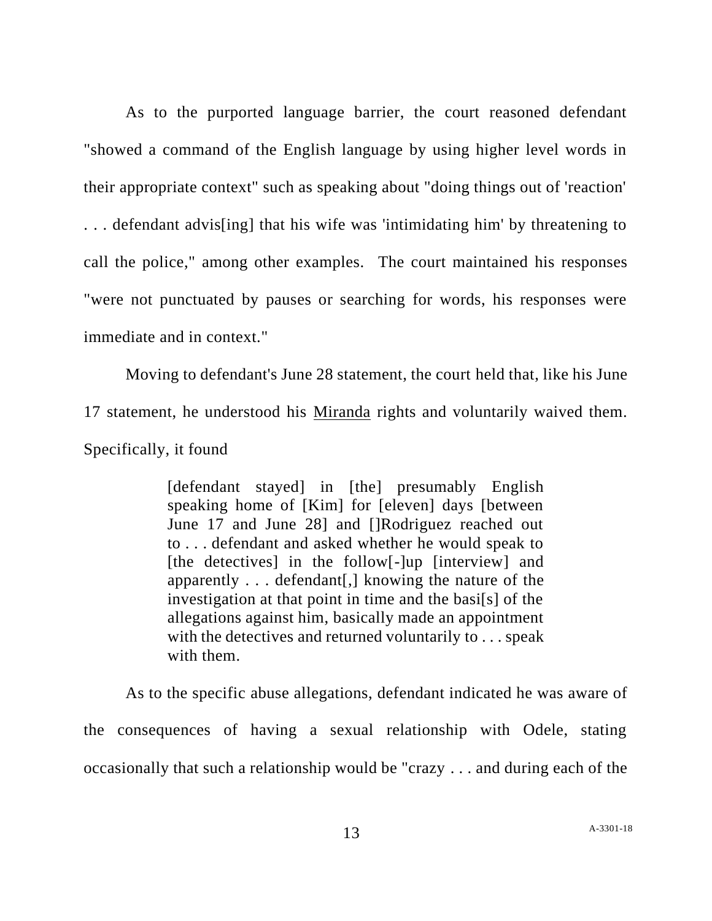As to the purported language barrier, the court reasoned defendant "showed a command of the English language by using higher level words in their appropriate context" such as speaking about "doing things out of 'reaction' . . . defendant advis[ing] that his wife was 'intimidating him' by threatening to call the police," among other examples. The court maintained his responses "were not punctuated by pauses or searching for words, his responses were immediate and in context."

Moving to defendant's June 28 statement, the court held that, like his June 17 statement, he understood his Miranda rights and voluntarily waived them. Specifically, it found

> [defendant stayed] in [the] presumably English speaking home of [Kim] for [eleven] days [between June 17 and June 28] and []Rodriguez reached out to . . . defendant and asked whether he would speak to [the detectives] in the follow[-]up [interview] and apparently . . . defendant[,] knowing the nature of the investigation at that point in time and the basi[s] of the allegations against him, basically made an appointment with the detectives and returned voluntarily to . . . speak with them.

As to the specific abuse allegations, defendant indicated he was aware of the consequences of having a sexual relationship with Odele, stating occasionally that such a relationship would be "crazy . . . and during each of the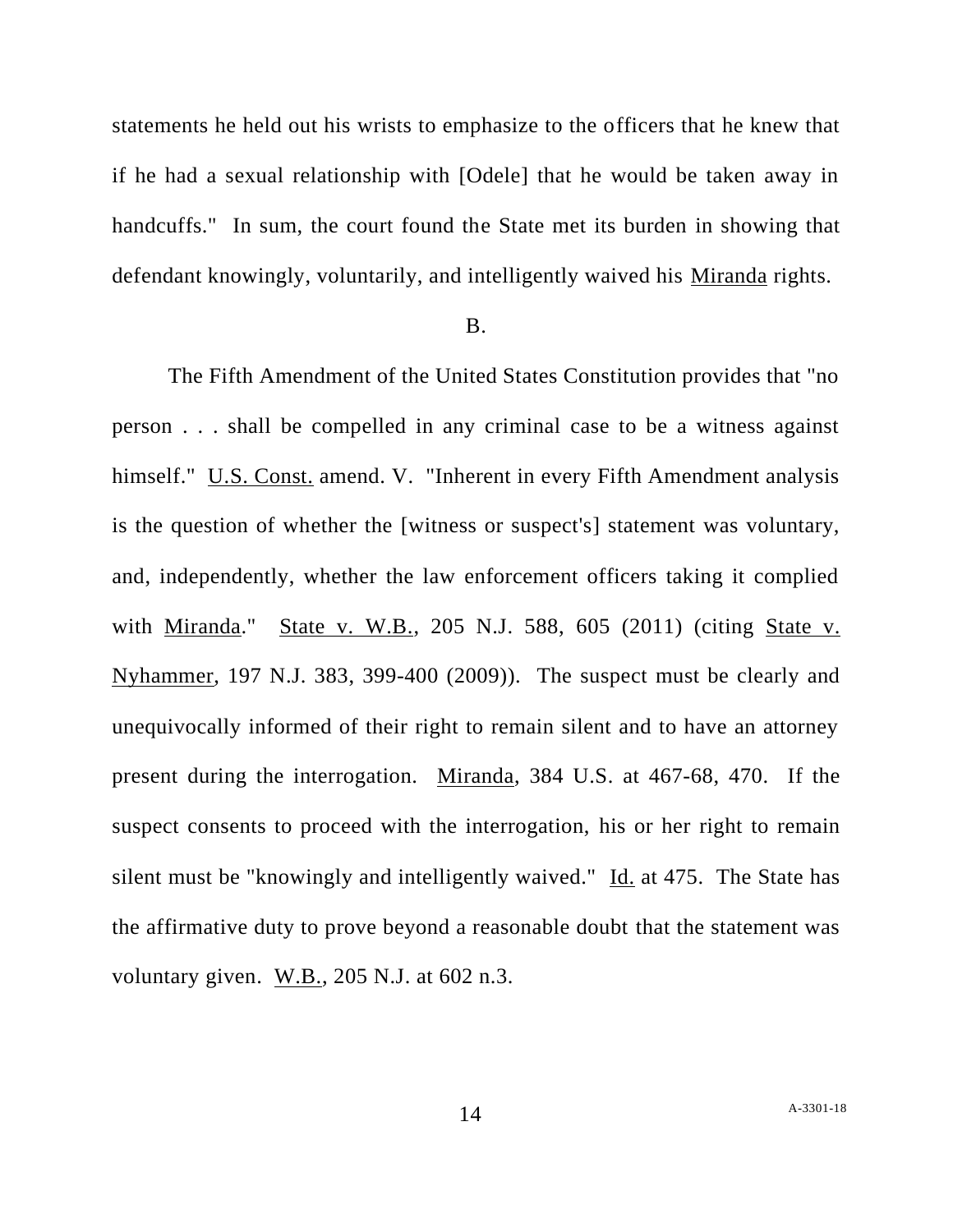statements he held out his wrists to emphasize to the officers that he knew that if he had a sexual relationship with [Odele] that he would be taken away in handcuffs." In sum, the court found the State met its burden in showing that defendant knowingly, voluntarily, and intelligently waived his Miranda rights.

B.

The Fifth Amendment of the United States Constitution provides that "no person . . . shall be compelled in any criminal case to be a witness against himself." U.S. Const. amend. V. "Inherent in every Fifth Amendment analysis is the question of whether the [witness or suspect's] statement was voluntary, and, independently, whether the law enforcement officers taking it complied with Miranda." State v. W.B., 205 N.J. 588, 605 (2011) (citing State v. Nyhammer, 197 N.J. 383, 399-400 (2009)). The suspect must be clearly and unequivocally informed of their right to remain silent and to have an attorney present during the interrogation. Miranda, 384 U.S. at 467-68, 470. If the suspect consents to proceed with the interrogation, his or her right to remain silent must be "knowingly and intelligently waived." Id. at 475. The State has the affirmative duty to prove beyond a reasonable doubt that the statement was voluntary given. W.B., 205 N.J. at 602 n.3.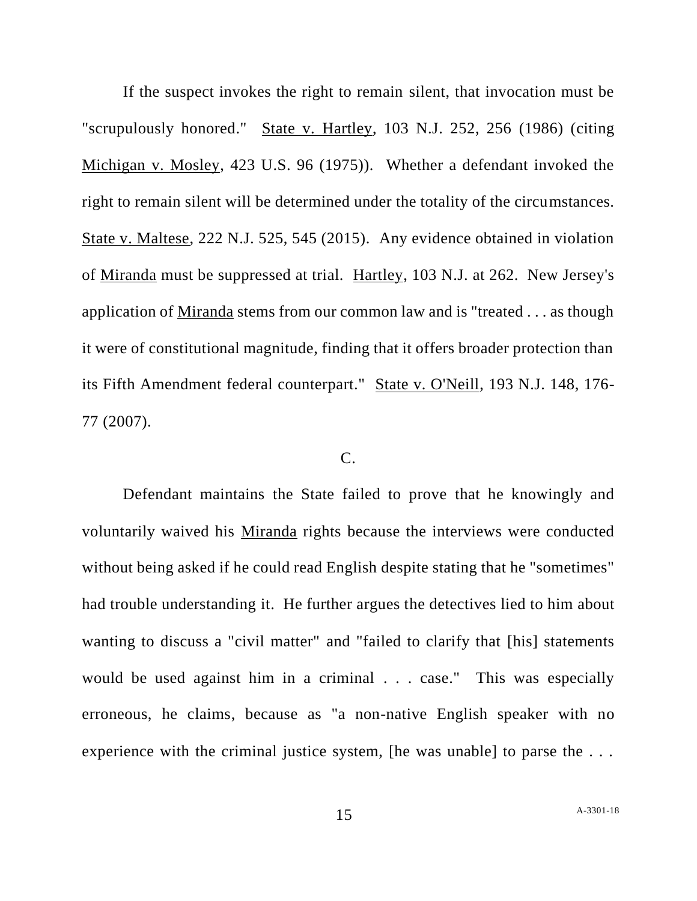If the suspect invokes the right to remain silent, that invocation must be "scrupulously honored." State v. Hartley, 103 N.J. 252, 256 (1986) (citing Michigan v. Mosley, 423 U.S. 96 (1975)). Whether a defendant invoked the right to remain silent will be determined under the totality of the circumstances. State v. Maltese, 222 N.J. 525, 545 (2015). Any evidence obtained in violation of Miranda must be suppressed at trial. Hartley, 103 N.J. at 262. New Jersey's application of Miranda stems from our common law and is "treated . . . as though it were of constitutional magnitude, finding that it offers broader protection than its Fifth Amendment federal counterpart." State v. O'Neill, 193 N.J. 148, 176-77 (2007).

C.

Defendant maintains the State failed to prove that he knowingly and voluntarily waived his Miranda rights because the interviews were conducted without being asked if he could read English despite stating that he "sometimes" had trouble understanding it. He further argues the detectives lied to him about wanting to discuss a "civil matter" and "failed to clarify that [his] statements would be used against him in a criminal . . . case." This was especially erroneous, he claims, because as "a non-native English speaker with no experience with the criminal justice system, [he was unable] to parse the . . .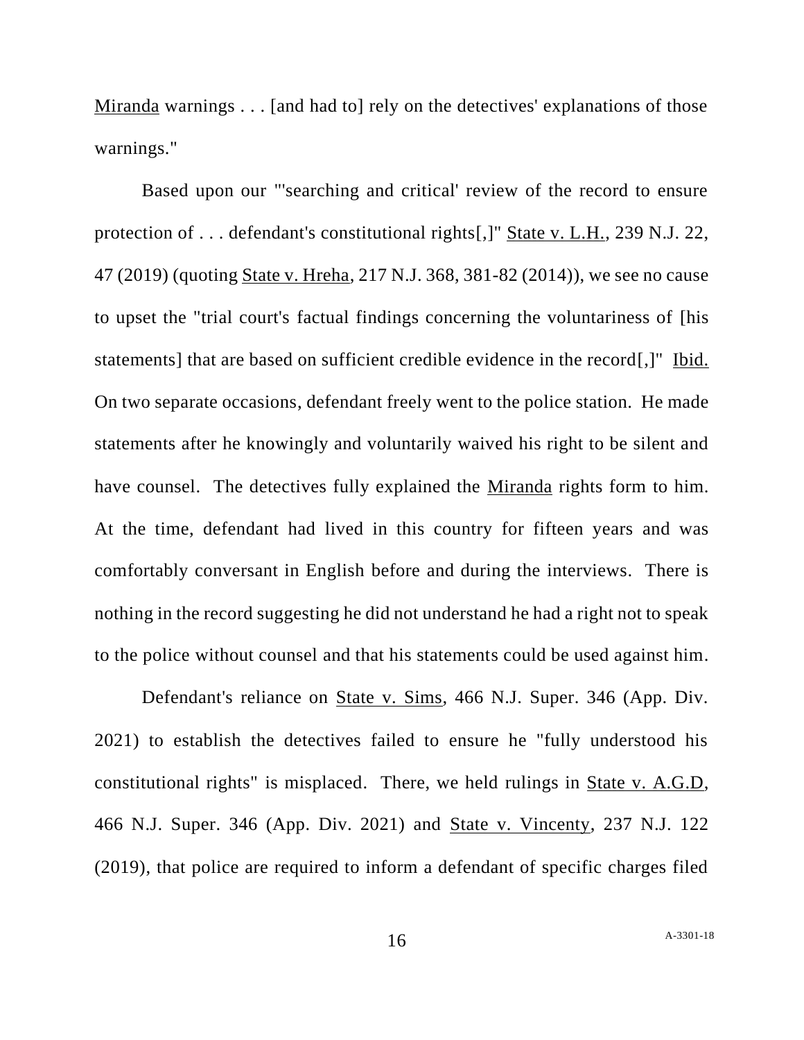Miranda warnings . . . [and had to] rely on the detectives' explanations of those warnings."

Based upon our "'searching and critical' review of the record to ensure protection of . . . defendant's constitutional rights[,]" State v. L.H., 239 N.J. 22, 47 (2019) (quoting State v. Hreha, 217 N.J. 368, 381-82 (2014)), we see no cause to upset the "trial court's factual findings concerning the voluntariness of [his statements] that are based on sufficient credible evidence in the record[,]" Ibid. On two separate occasions, defendant freely went to the police station. He made statements after he knowingly and voluntarily waived his right to be silent and have counsel. The detectives fully explained the Miranda rights form to him. At the time, defendant had lived in this country for fifteen years and was comfortably conversant in English before and during the interviews. There is nothing in the record suggesting he did not understand he had a right not to speak to the police without counsel and that his statements could be used against him.

Defendant's reliance on State v. Sims, 466 N.J. Super. 346 (App. Div. 2021) to establish the detectives failed to ensure he "fully understood his constitutional rights" is misplaced. There, we held rulings in State v. A.G.D, 466 N.J. Super. 346 (App. Div. 2021) and State v. Vincenty, 237 N.J. 122 (2019), that police are required to inform a defendant of specific charges filed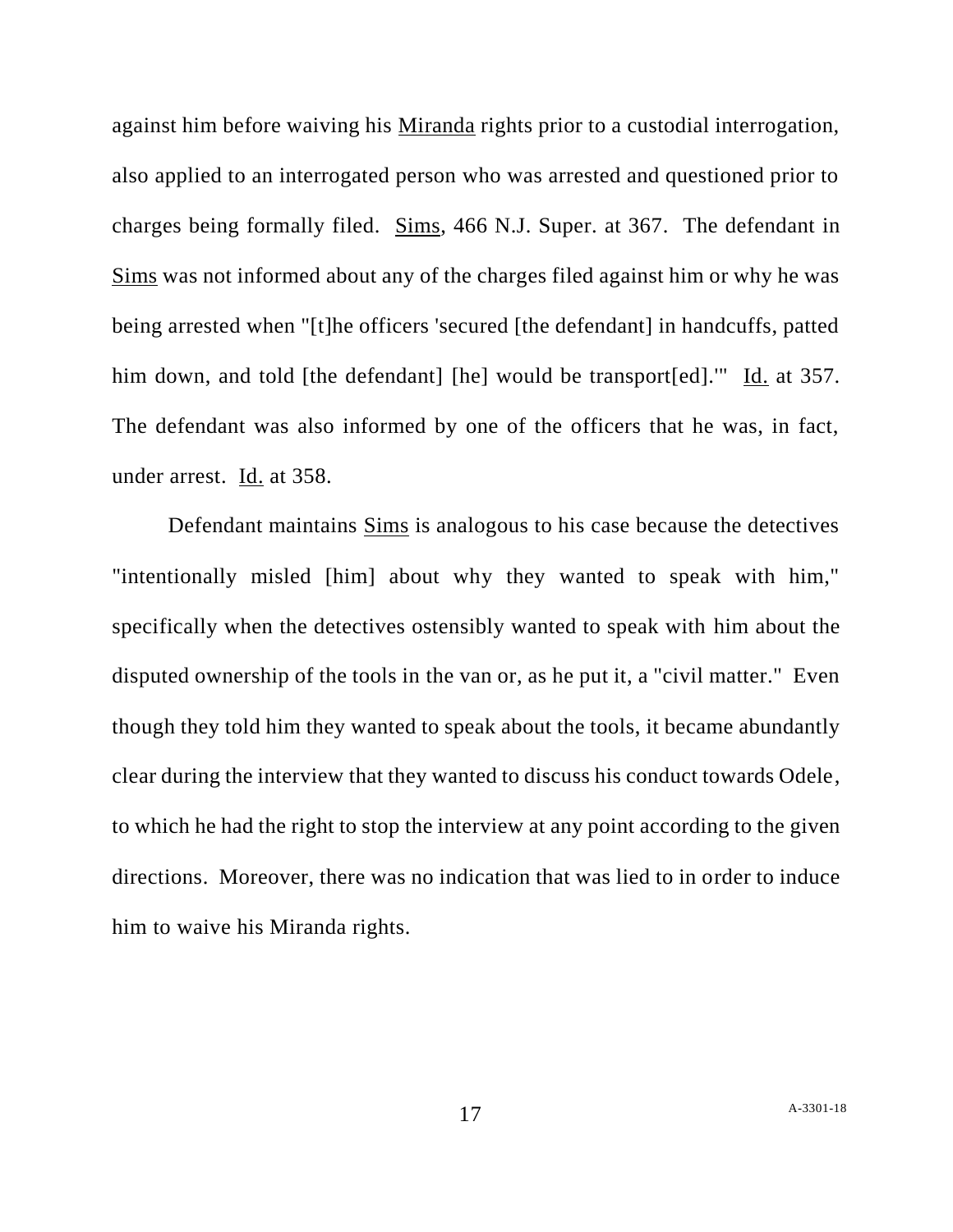against him before waiving his Miranda rights prior to a custodial interrogation, also applied to an interrogated person who was arrested and questioned prior to charges being formally filed. Sims, 466 N.J. Super. at 367. The defendant in Sims was not informed about any of the charges filed against him or why he was being arrested when "[t]he officers 'secured [the defendant] in handcuffs, patted him down, and told [the defendant] [he] would be transport[ed].'" Id. at 357. The defendant was also informed by one of the officers that he was, in fact, under arrest. Id. at 358.

Defendant maintains Sims is analogous to his case because the detectives "intentionally misled [him] about why they wanted to speak with him," specifically when the detectives ostensibly wanted to speak with him about the disputed ownership of the tools in the van or, as he put it, a "civil matter." Even though they told him they wanted to speak about the tools, it became abundantly clear during the interview that they wanted to discuss his conduct towards Odele, to which he had the right to stop the interview at any point according to the given directions. Moreover, there was no indication that was lied to in order to induce him to waive his Miranda rights.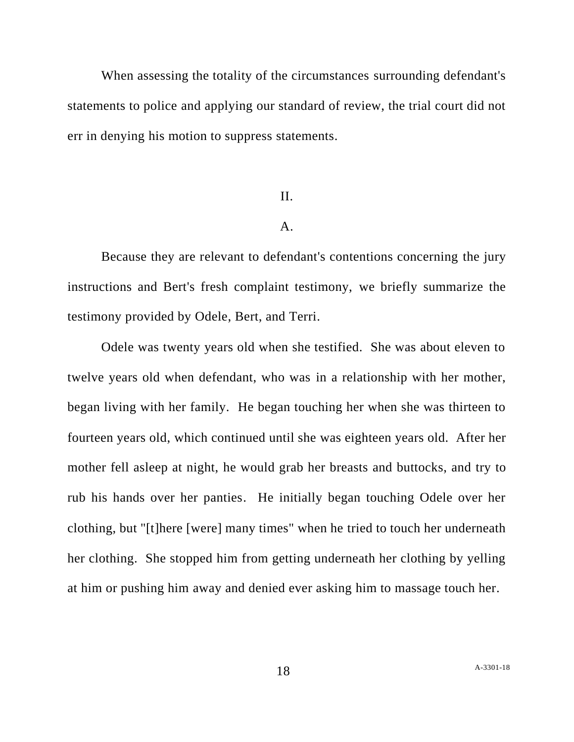When assessing the totality of the circumstances surrounding defendant's statements to police and applying our standard of review, the trial court did not err in denying his motion to suppress statements.

## II.

### A.

Because they are relevant to defendant's contentions concerning the jury instructions and Bert's fresh complaint testimony, we briefly summarize the testimony provided by Odele, Bert, and Terri.

Odele was twenty years old when she testified. She was about eleven to twelve years old when defendant, who was in a relationship with her mother, began living with her family. He began touching her when she was thirteen to fourteen years old, which continued until she was eighteen years old. After her mother fell asleep at night, he would grab her breasts and buttocks, and try to rub his hands over her panties. He initially began touching Odele over her clothing, but "[t]here [were] many times" when he tried to touch her underneath her clothing. She stopped him from getting underneath her clothing by yelling at him or pushing him away and denied ever asking him to massage touch her.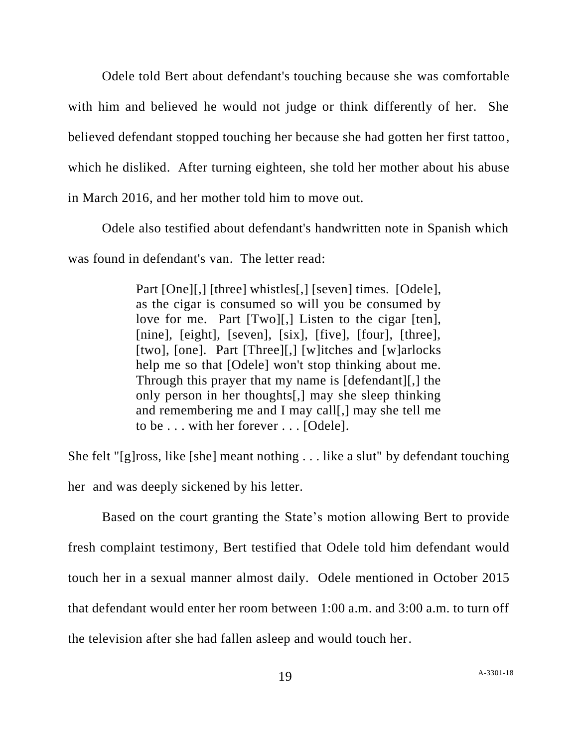Odele told Bert about defendant's touching because she was comfortable with him and believed he would not judge or think differently of her. She believed defendant stopped touching her because she had gotten her first tattoo, which he disliked. After turning eighteen, she told her mother about his abuse in March 2016, and her mother told him to move out.

Odele also testified about defendant's handwritten note in Spanish which was found in defendant's van. The letter read:

> Part [One][,] [three] whistles[,] [seven] times. [Odele], as the cigar is consumed so will you be consumed by love for me. Part [Two][,] Listen to the cigar [ten], [nine], [eight], [seven], [six], [five], [four], [three], [two], [one]. Part [Three][,] [w]itches and [w]arlocks help me so that [Odele] won't stop thinking about me. Through this prayer that my name is [defendant][,] the only person in her thoughts[,] may she sleep thinking and remembering me and I may call[,] may she tell me to be . . . with her forever . . . [Odele].

She felt "[g]ross, like [she] meant nothing . . . like a slut" by defendant touching her and was deeply sickened by his letter.

Based on the court granting the State's motion allowing Bert to provide fresh complaint testimony, Bert testified that Odele told him defendant would touch her in a sexual manner almost daily. Odele mentioned in October 2015 that defendant would enter her room between 1:00 a.m. and 3:00 a.m. to turn off the television after she had fallen asleep and would touch her.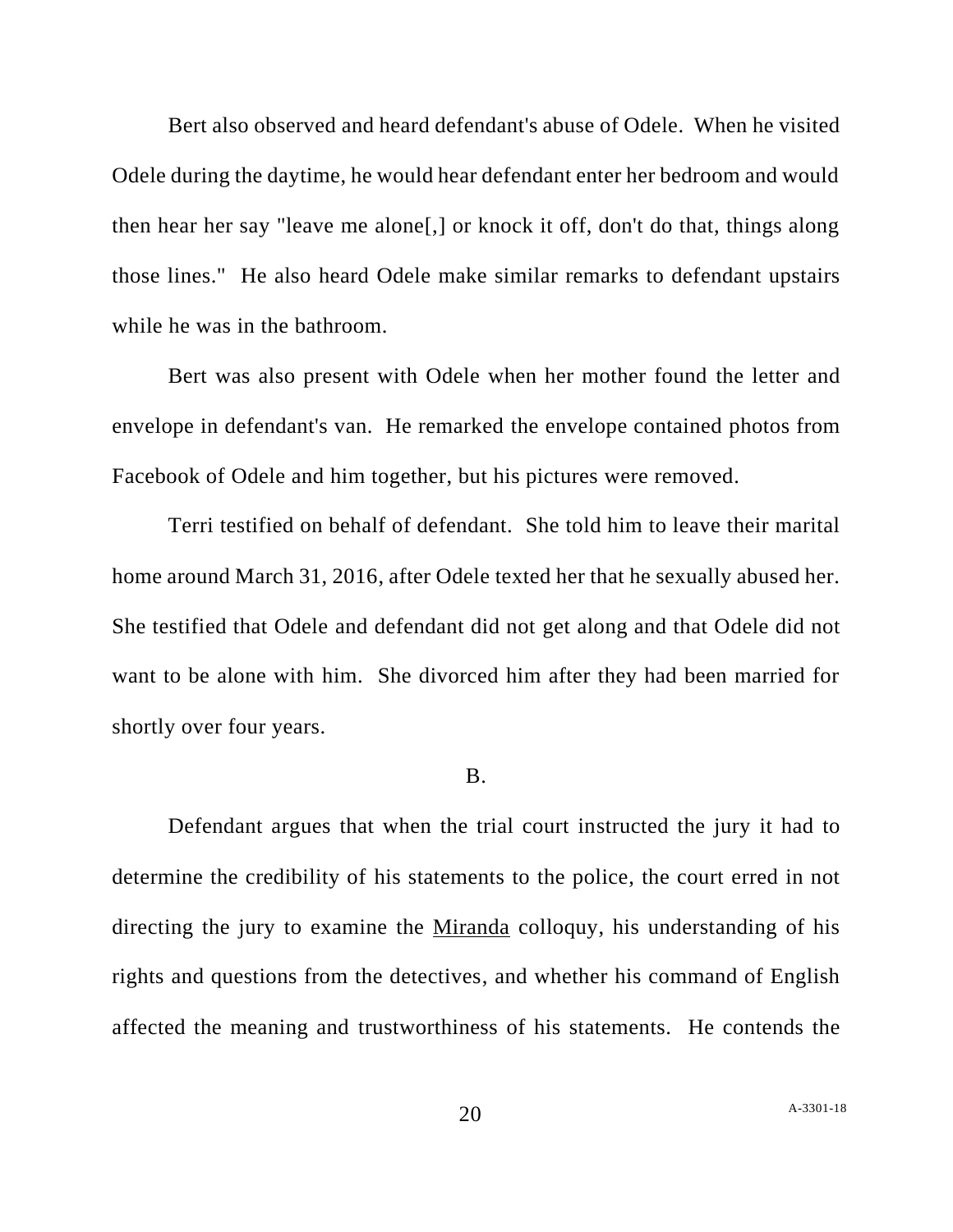Bert also observed and heard defendant's abuse of Odele. When he visited Odele during the daytime, he would hear defendant enter her bedroom and would then hear her say "leave me alone[,] or knock it off, don't do that, things along those lines." He also heard Odele make similar remarks to defendant upstairs while he was in the bathroom.

Bert was also present with Odele when her mother found the letter and envelope in defendant's van. He remarked the envelope contained photos from Facebook of Odele and him together, but his pictures were removed.

Terri testified on behalf of defendant. She told him to leave their marital home around March 31, 2016, after Odele texted her that he sexually abused her. She testified that Odele and defendant did not get along and that Odele did not want to be alone with him. She divorced him after they had been married for shortly over four years.

B.

Defendant argues that when the trial court instructed the jury it had to determine the credibility of his statements to the police, the court erred in not directing the jury to examine the Miranda colloquy, his understanding of his rights and questions from the detectives, and whether his command of English affected the meaning and trustworthiness of his statements. He contends the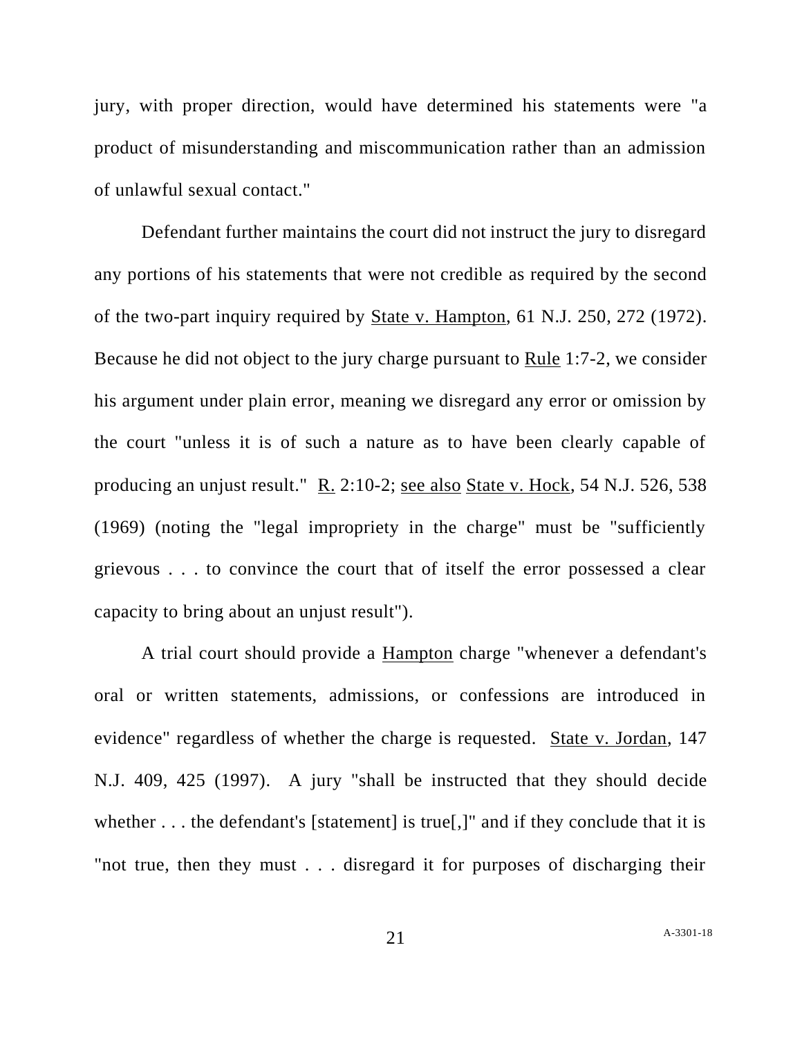jury, with proper direction, would have determined his statements were "a product of misunderstanding and miscommunication rather than an admission of unlawful sexual contact."

Defendant further maintains the court did not instruct the jury to disregard any portions of his statements that were not credible as required by the second of the two-part inquiry required by State v. Hampton, 61 N.J. 250, 272 (1972). Because he did not object to the jury charge pursuant to Rule 1:7-2, we consider his argument under plain error, meaning we disregard any error or omission by the court "unless it is of such a nature as to have been clearly capable of producing an unjust result." R. 2:10-2; see also State v. Hock, 54 N.J. 526, 538 (1969) (noting the "legal impropriety in the charge" must be "sufficiently grievous . . . to convince the court that of itself the error possessed a clear capacity to bring about an unjust result").

A trial court should provide a Hampton charge "whenever a defendant's oral or written statements, admissions, or confessions are introduced in evidence" regardless of whether the charge is requested. State v. Jordan, 147 N.J. 409, 425 (1997). A jury "shall be instructed that they should decide whether . . . the defendant's [statement] is true[,]" and if they conclude that it is "not true, then they must . . . disregard it for purposes of discharging their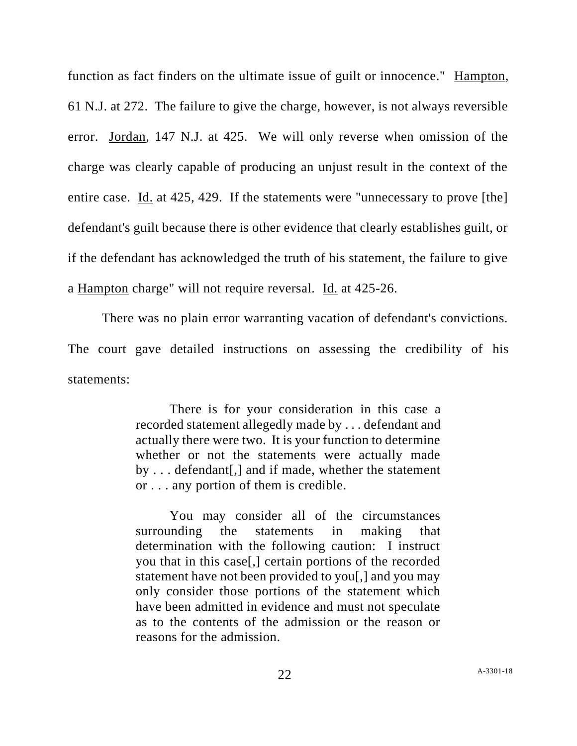function as fact finders on the ultimate issue of guilt or innocence." Hampton, 61 N.J. at 272. The failure to give the charge, however, is not always reversible error. Jordan, 147 N.J. at 425. We will only reverse when omission of the charge was clearly capable of producing an unjust result in the context of the entire case. Id. at 425, 429. If the statements were "unnecessary to prove [the] defendant's guilt because there is other evidence that clearly establishes guilt, or if the defendant has acknowledged the truth of his statement, the failure to give a Hampton charge" will not require reversal. Id. at 425-26.

There was no plain error warranting vacation of defendant's convictions. The court gave detailed instructions on assessing the credibility of his statements:

> There is for your consideration in this case a recorded statement allegedly made by . . . defendant and actually there were two. It is your function to determine whether or not the statements were actually made by . . . defendant[,] and if made, whether the statement or . . . any portion of them is credible.
>
> You may consider all of the circumstances surrounding the statements in making that determination with the following caution: I instruct you that in this case[,] certain portions of the recorded statement have not been provided to you[,] and you may only consider those portions of the statement which have been admitted in evidence and must not speculate as to the contents of the admission or the reason or reasons for the admission.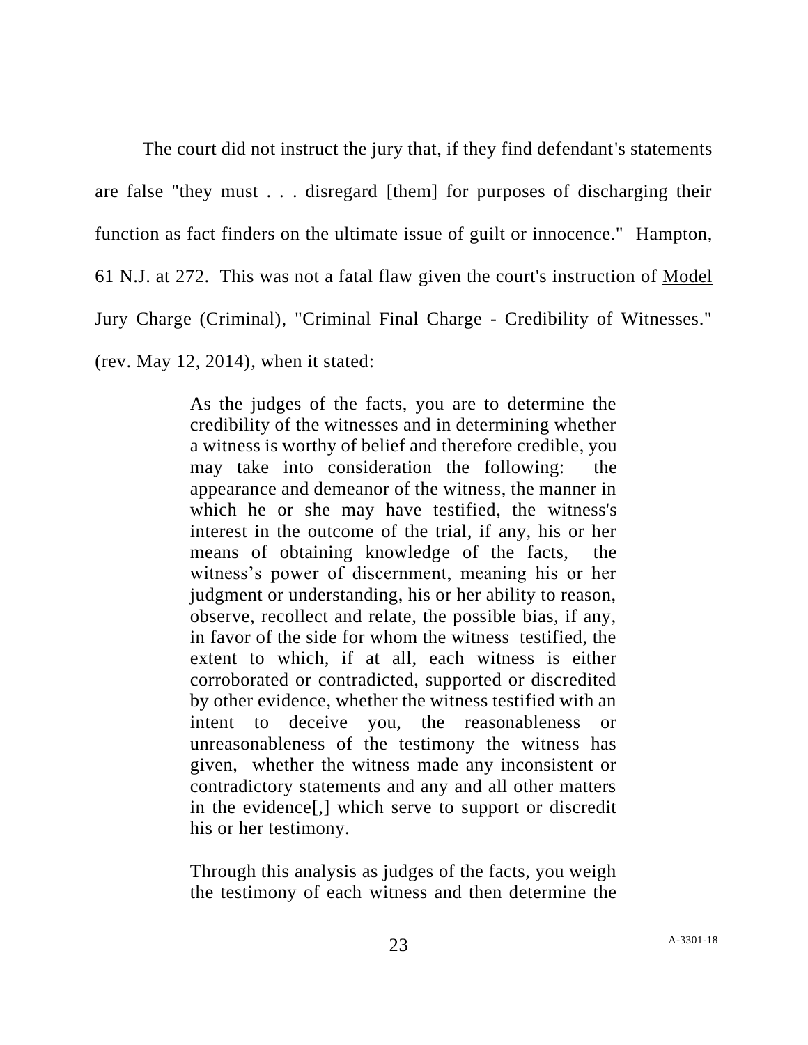The court did not instruct the jury that, if they find defendant's statements are false "they must . . . disregard [them] for purposes of discharging their function as fact finders on the ultimate issue of guilt or innocence." Hampton, 61 N.J. at 272. This was not a fatal flaw given the court's instruction of Model Jury Charge (Criminal), "Criminal Final Charge - Credibility of Witnesses." (rev. May 12, 2014), when it stated:

> As the judges of the facts, you are to determine the credibility of the witnesses and in determining whether a witness is worthy of belief and therefore credible, you may take into consideration the following: the appearance and demeanor of the witness, the manner in which he or she may have testified, the witness's interest in the outcome of the trial, if any, his or her means of obtaining knowledge of the facts, the witness's power of discernment, meaning his or her judgment or understanding, his or her ability to reason, observe, recollect and relate, the possible bias, if any, in favor of the side for whom the witness testified, the extent to which, if at all, each witness is either corroborated or contradicted, supported or discredited by other evidence, whether the witness testified with an intent to deceive you, the reasonableness or unreasonableness of the testimony the witness has given, whether the witness made any inconsistent or contradictory statements and any and all other matters in the evidence[,] which serve to support or discredit his or her testimony.
>
> Through this analysis as judges of the facts, you weigh the testimony of each witness and then determine the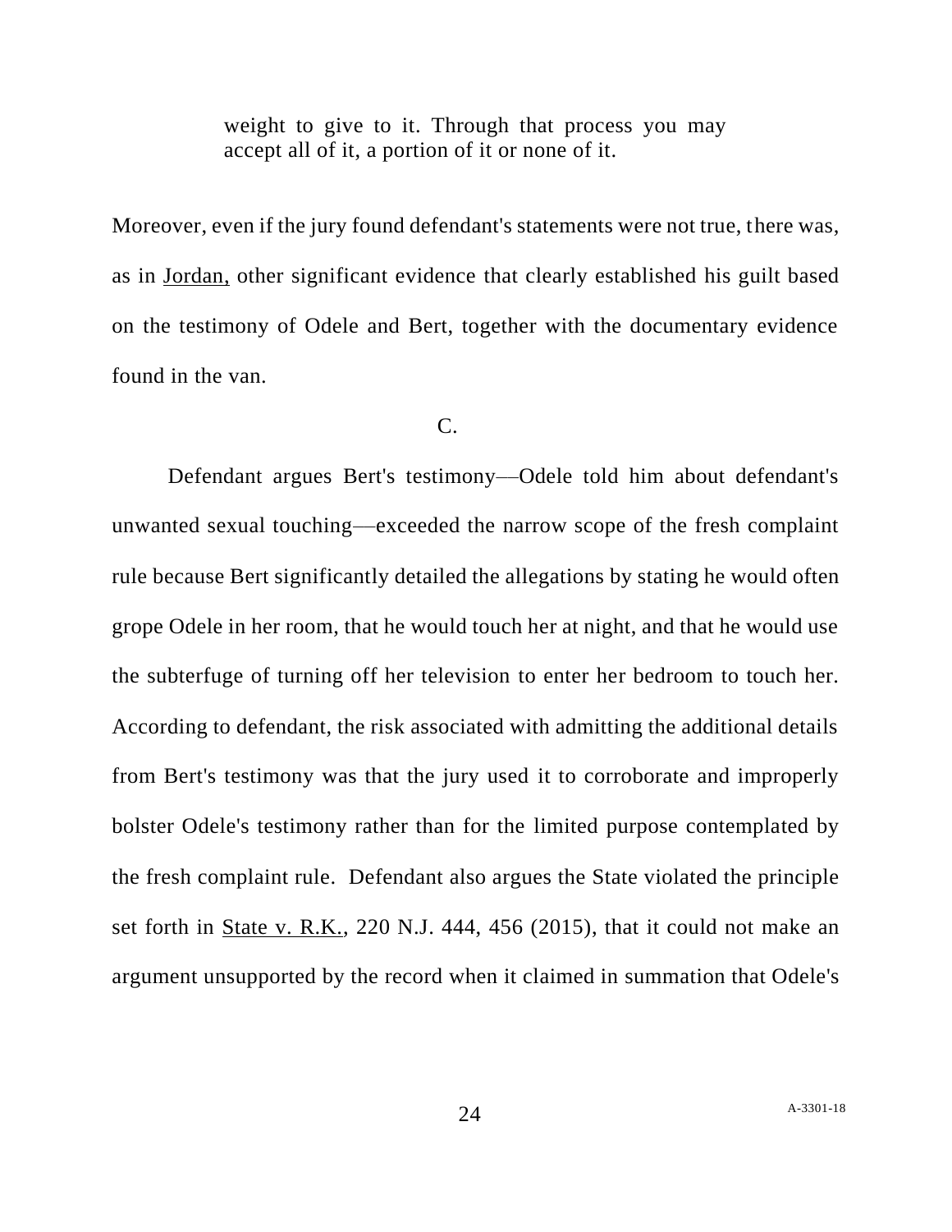> weight to give to it. Through that process you may accept all of it, a portion of it or none of it.

Moreover, even if the jury found defendant's statements were not true, there was, as in Jordan, other significant evidence that clearly established his guilt based on the testimony of Odele and Bert, together with the documentary evidence found in the van.

C.

Defendant argues Bert's testimony—Odele told him about defendant's unwanted sexual touching—exceeded the narrow scope of the fresh complaint rule because Bert significantly detailed the allegations by stating he would often grope Odele in her room, that he would touch her at night, and that he would use the subterfuge of turning off her television to enter her bedroom to touch her. According to defendant, the risk associated with admitting the additional details from Bert's testimony was that the jury used it to corroborate and improperly bolster Odele's testimony rather than for the limited purpose contemplated by the fresh complaint rule. Defendant also argues the State violated the principle set forth in State v. R.K., 220 N.J. 444, 456 (2015), that it could not make an argument unsupported by the record when it claimed in summation that Odele's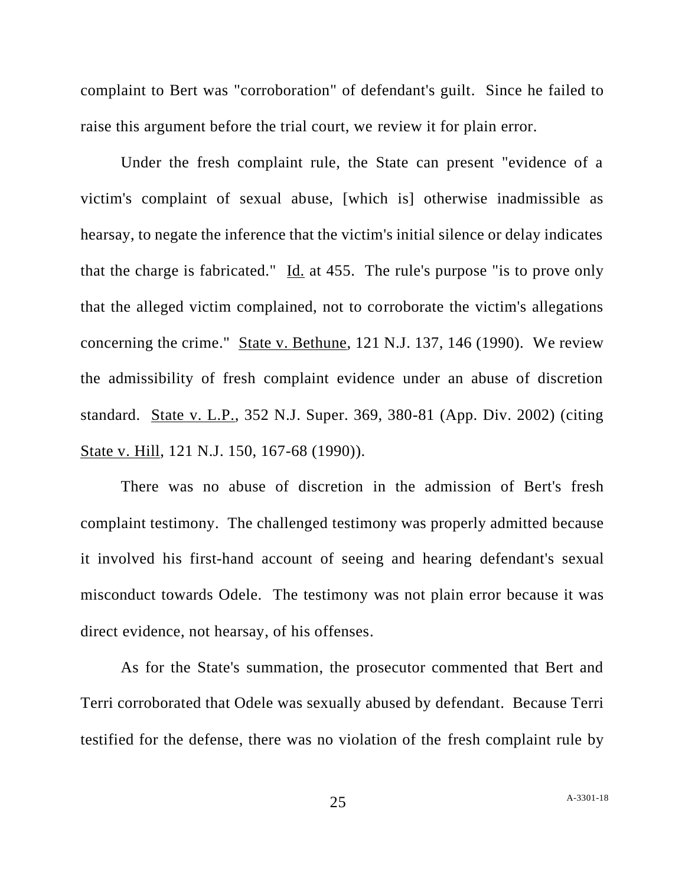complaint to Bert was "corroboration" of defendant's guilt. Since he failed to raise this argument before the trial court, we review it for plain error.

Under the fresh complaint rule, the State can present "evidence of a victim's complaint of sexual abuse, [which is] otherwise inadmissible as hearsay, to negate the inference that the victim's initial silence or delay indicates that the charge is fabricated." Id. at 455. The rule's purpose "is to prove only that the alleged victim complained, not to corroborate the victim's allegations concerning the crime." State v. Bethune, 121 N.J. 137, 146 (1990). We review the admissibility of fresh complaint evidence under an abuse of discretion standard. State v. L.P., 352 N.J. Super. 369, 380-81 (App. Div. 2002) (citing State v. Hill, 121 N.J. 150, 167-68 (1990)).

There was no abuse of discretion in the admission of Bert's fresh complaint testimony. The challenged testimony was properly admitted because it involved his first-hand account of seeing and hearing defendant's sexual misconduct towards Odele. The testimony was not plain error because it was direct evidence, not hearsay, of his offenses.

As for the State's summation, the prosecutor commented that Bert and Terri corroborated that Odele was sexually abused by defendant. Because Terri testified for the defense, there was no violation of the fresh complaint rule by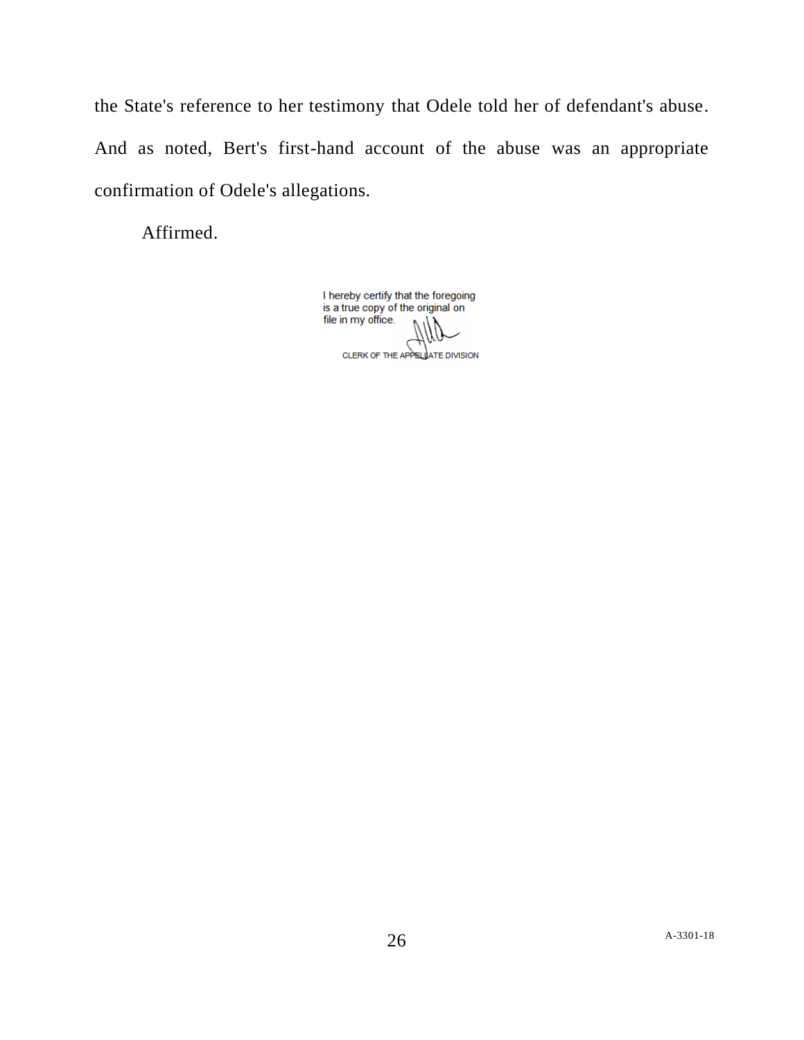the State's reference to her testimony that Odele told her of defendant's abuse. And as noted, Bert's first-hand account of the abuse was an appropriate confirmation of Odele's allegations.

Affirmed.

I hereby certify that the foregoing is a true copy of the original on file in my office.

CLERK OF THE APPELLATE DIVISION